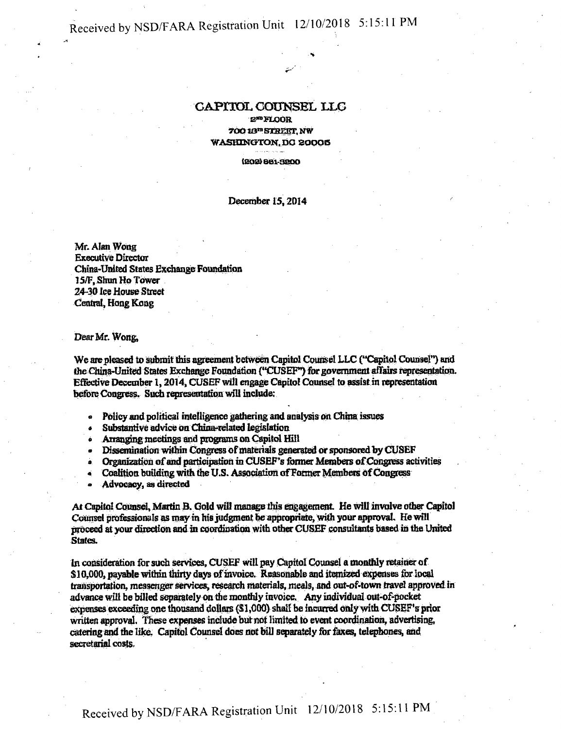# CAPITOL COUNSEL LLC

2ND FLOOR
700 13TH STREET, NW
WASHINGTON, DC 20005

(202) 861-3200

December 15, 2014

Mr. Alan Wong
Executive Director
China-United States Exchange Foundation
15/F, Shun Ho Tower
24-30 Ice House Street
Central, Hong Kong

Dear Mr. Wong,

We are pleased to submit this agreement between Capitol Counsel LLC ("Capitol Counsel") and the China-United States Exchange Foundation ("CUSEF") for government affairs representation. Effective December 1, 2014, CUSEF will engage Capitol Counsel to assist in representation before Congress. Such representation will include:

- Policy and political intelligence gathering and analysis on China issues
- Substantive advice on China-related legislation
- Arranging meetings and programs on Capitol Hill
- Dissemination within Congress of materials generated or sponsored by CUSEF
- Organization of and participation in CUSEF's former Members of Congress activities
- Coalition building with the U.S. Association of Former Members of Congress
- Advocacy, as directed

At Capitol Counsel, Martin B. Gold will manage this engagement. He will involve other Capitol Counsel professionals as may in his judgment be appropriate, with your approval. He will proceed at your direction and in coordination with other CUSEF consultants based in the United States.

In consideration for such services, CUSEF will pay Capitol Counsel a monthly retainer of $10,000, payable within thirty days of invoice. Reasonable and itemized expenses for local transportation, messenger services, research materials, meals, and out-of-town travel approved in advance will be billed separately on the monthly invoice. Any individual out-of-pocket expenses exceeding one thousand dollars ($1,000) shall be incurred only with CUSEF's prior written approval. These expenses include but not limited to event coordination, advertising, catering and the like. Capitol Counsel does not bill separately for faxes, telephones, and secretarial costs.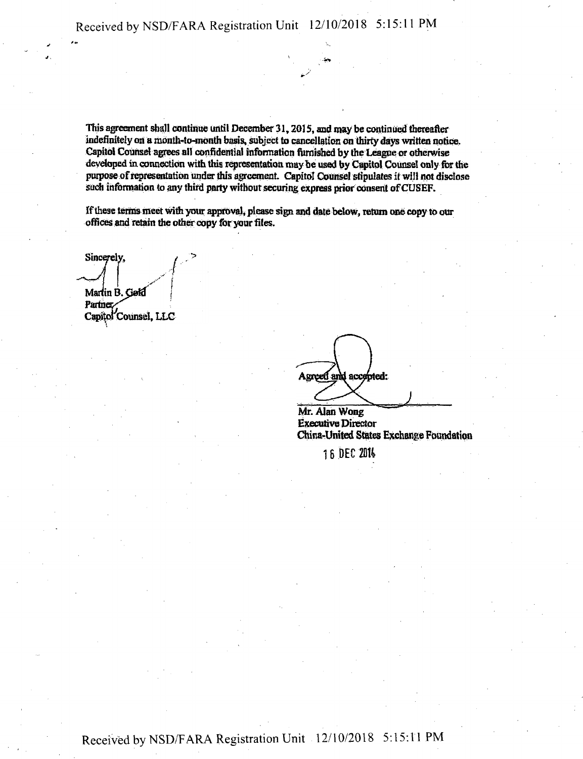This agreement shall continue until December 31, 2015, and may be continued thereafter indefinitely on a month-to-month basis, subject to cancellation on thirty days written notice. Capitol Counsel agrees all confidential information furnished by the League or otherwise developed in connection with this representation may be used by Capitol Counsel only for the purpose of representation under this agreement. Capitol Counsel stipulates it will not disclose such information to any third party without securing express prior consent of CUSEF.

If these terms meet with your approval, please sign and date below, return one copy to our offices and retain the other copy for your files.

Sincerely,

Martin B. Gold
Partner
Capitol Counsel, LLC

Agreed and accepted:

Mr. Alan Wong
Executive Director
China-United States Exchange Foundation

16 DEC 2014